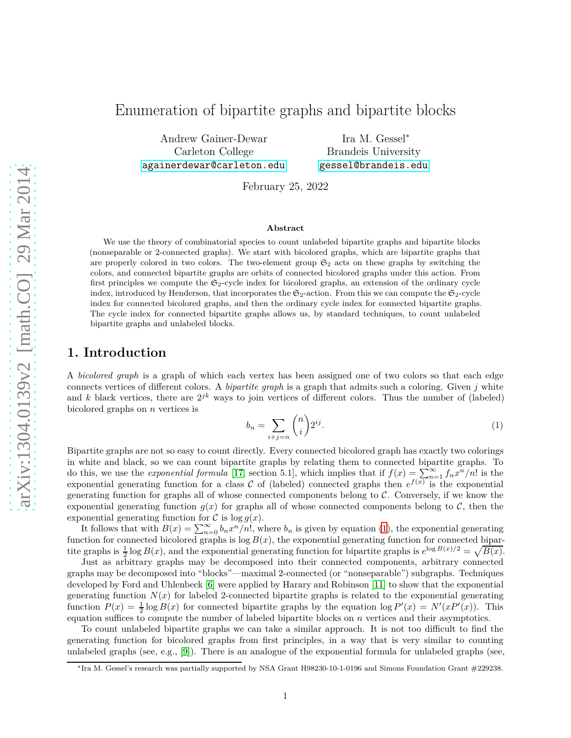# Enumeration of bipartite graphs and bipartite blocks

Andrew Gainer-Dewar
Carleton College
againerdewar@carleton.edu

Ira M. Gessel*
Brandeis University
gessel@brandeis.edu

February 25, 2022

**Abstract**

We use the theory of combinatorial species to count unlabeled bipartite graphs and bipartite blocks (nonseparable or 2-connected graphs). We start with bicolored graphs, which are bipartite graphs that are properly colored in two colors. The two-element group $\mathfrak{S}_2$ acts on these graphs by switching the colors, and connected bipartite graphs are orbits of connected bicolored graphs under this action. From first principles we compute the $\mathfrak{S}_2$-cycle index for bicolored graphs, an extension of the ordinary cycle index, introduced by Henderson, that incorporates the $\mathfrak{S}_2$-action. From this we can compute the $\mathfrak{S}_2$-cycle index for connected bicolored graphs, and then the ordinary cycle index for connected bipartite graphs. The cycle index for connected bipartite graphs allows us, by standard techniques, to count unlabeled bipartite graphs and unlabeled blocks.

## 1. Introduction

A *bicolored graph* is a graph of which each vertex has been assigned one of two colors so that each edge connects vertices of different colors. A *bipartite graph* is a graph that admits such a coloring. Given $j$ white and $k$ black vertices, there are $2^{jk}$ ways to join vertices of different colors. Thus the number of (labeled) bicolored graphs on $n$ vertices is

$$b_n = \sum_{i+j=n} \binom{n}{i} 2^{ij}. \tag{1}$$

Bipartite graphs are not so easy to count directly. Every connected bicolored graph has exactly two colorings in white and black, so we can count bipartite graphs by relating them to connected bipartite graphs. To do this, we use the *exponential formula* [17, section 5.1], which implies that if $f(x) = \sum_{n=1}^{\infty} f_n x^n/n!$ is the exponential generating function for a class $\mathcal{C}$ of (labeled) connected graphs then $e^{f(x)}$ is the exponential generating function for graphs all of whose connected components belong to $\mathcal{C}$. Conversely, if we know the exponential generating function $g(x)$ for graphs all of whose connected components belong to $\mathcal{C}$, then the exponential generating function for $\mathcal{C}$ is $\log g(x)$.

It follows that with $B(x) = \sum_{n=0}^{\infty} b_n x^n/n!$, where $b_n$ is given by equation (1), the exponential generating function for connected bicolored graphs is $\log B(x)$, the exponential generating function for connected bipartite graphs is $\frac{1}{2}\log B(x)$, and the exponential generating function for bipartite graphs is $e^{\log B(x)/2} = \sqrt{B(x)}$.

Just as arbitrary graphs may be decomposed into their connected components, arbitrary connected graphs may be decomposed into "blocks"—maximal 2-connected (or "nonseparable") subgraphs. Techniques developed by Ford and Uhlenbeck [6] were applied by Harary and Robinson [11] to show that the exponential generating function $N(x)$ for labeled 2-connected bipartite graphs is related to the exponential generating function $P(x) = \frac{1}{2}\log B(x)$ for connected bipartite graphs by the equation $\log P'(x) = N'(xP'(x))$. This equation suffices to compute the number of labeled bipartite blocks on $n$ vertices and their asymptotics.

To count unlabeled bipartite graphs we can take a similar approach. It is not too difficult to find the generating function for bicolored graphs from first principles, in a way that is very similar to counting unlabeled graphs (see, e.g., [9]). There is an analogue of the exponential formula for unlabeled graphs (see,

*Ira M. Gessel's research was partially supported by NSA Grant H98230-10-1-0196 and Simons Foundation Grant #229238.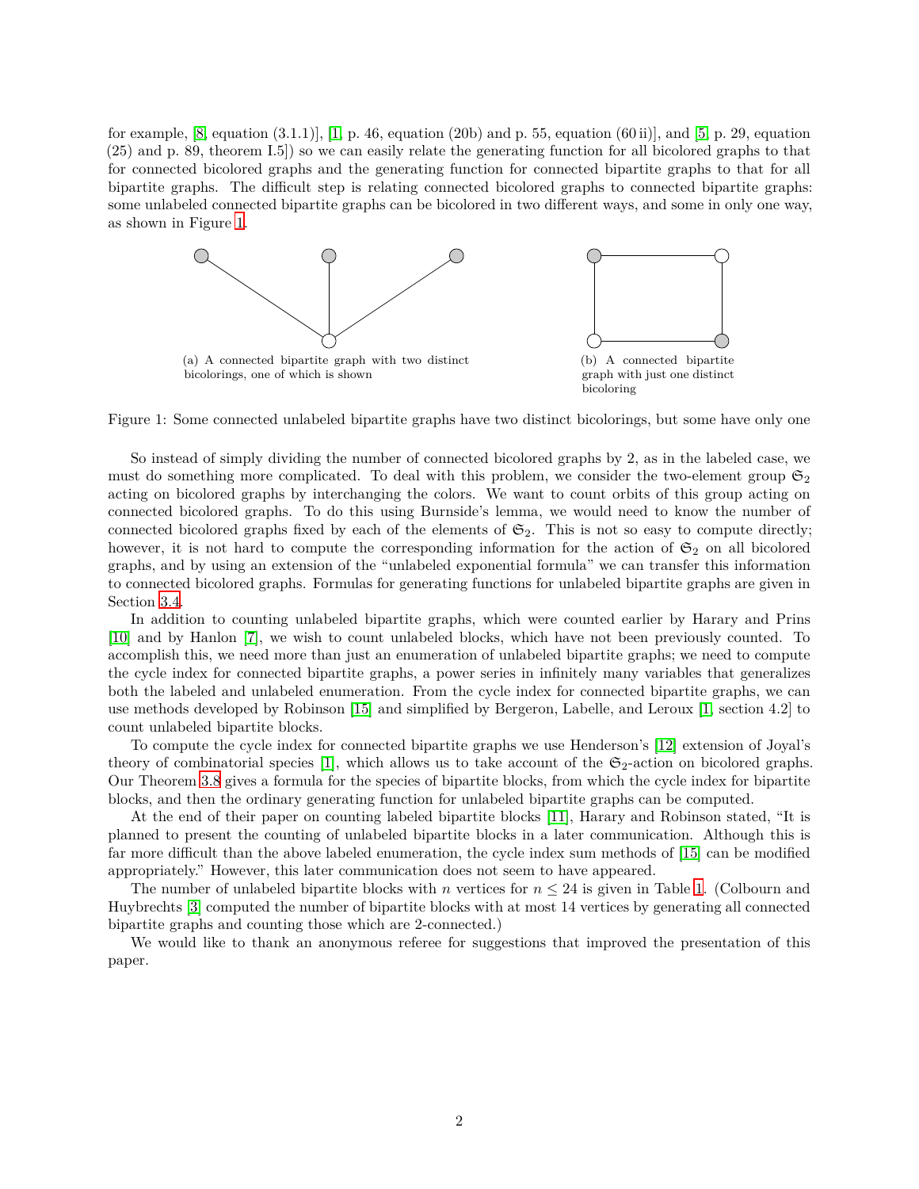for example, [8, equation (3.1.1)], [1, p. 46, equation (20b) and p. 55, equation (60 ii)], and [5, p. 29, equation (25) and p. 89, theorem I.5]) so we can easily relate the generating function for all bicolored graphs to that for connected bicolored graphs and the generating function for connected bipartite graphs to that for all bipartite graphs. The difficult step is relating connected bicolored graphs to connected bipartite graphs: some unlabeled connected bipartite graphs can be bicolored in two different ways, and some in only one way, as shown in Figure 1.

(a) A connected bipartite graph with two distinct bicolorings, one of which is shown

(b) A connected bipartite graph with just one distinct bicoloring

Figure 1: Some connected unlabeled bipartite graphs have two distinct bicolorings, but some have only one

So instead of simply dividing the number of connected bicolored graphs by 2, as in the labeled case, we must do something more complicated. To deal with this problem, we consider the two-element group $\mathfrak{S}_2$ acting on bicolored graphs by interchanging the colors. We want to count orbits of this group acting on connected bicolored graphs. To do this using Burnside's lemma, we would need to know the number of connected bicolored graphs fixed by each of the elements of $\mathfrak{S}_2$. This is not so easy to compute directly; however, it is not hard to compute the corresponding information for the action of $\mathfrak{S}_2$ on all bicolored graphs, and by using an extension of the "unlabeled exponential formula" we can transfer this information to connected bicolored graphs. Formulas for generating functions for unlabeled bipartite graphs are given in Section 3.4.

In addition to counting unlabeled bipartite graphs, which were counted earlier by Harary and Prins [10] and by Hanlon [7], we wish to count unlabeled blocks, which have not been previously counted. To accomplish this, we need more than just an enumeration of unlabeled bipartite graphs; we need to compute the cycle index for connected bipartite graphs, a power series in infinitely many variables that generalizes both the labeled and unlabeled enumeration. From the cycle index for connected bipartite graphs, we can use methods developed by Robinson [15] and simplified by Bergeron, Labelle, and Leroux [1, section 4.2] to count unlabeled bipartite blocks.

To compute the cycle index for connected bipartite graphs we use Henderson's [12] extension of Joyal's theory of combinatorial species [1], which allows us to take account of the $\mathfrak{S}_2$-action on bicolored graphs. Our Theorem 3.8 gives a formula for the species of bipartite blocks, from which the cycle index for bipartite blocks, and then the ordinary generating function for unlabeled bipartite graphs can be computed.

At the end of their paper on counting labeled bipartite blocks [11], Harary and Robinson stated, "It is planned to present the counting of unlabeled bipartite blocks in a later communication. Although this is far more difficult than the above labeled enumeration, the cycle index sum methods of [15] can be modified appropriately." However, this later communication does not seem to have appeared.

The number of unlabeled bipartite blocks with $n$ vertices for $n \leq 24$ is given in Table 1. (Colbourn and Huybrechts [3] computed the number of bipartite blocks with at most 14 vertices by generating all connected bipartite graphs and counting those which are 2-connected.)

We would like to thank an anonymous referee for suggestions that improved the presentation of this paper.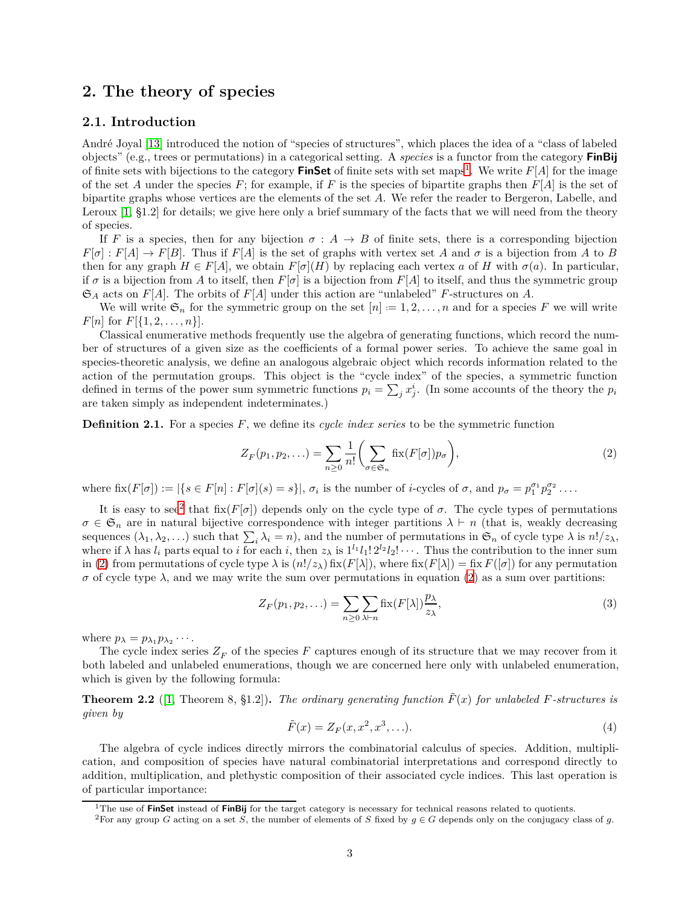# 2. The theory of species

## 2.1. Introduction

André Joyal [13] introduced the notion of "species of structures", which places the idea of a "class of labeled objects" (e.g., trees or permutations) in a categorical setting. A *species* is a functor from the category **FinBij** of finite sets with bijections to the category **FinSet** of finite sets with set maps[1]. We write $F[A]$ for the image of the set $A$ under the species $F$; for example, if $F$ is the species of bipartite graphs then $F[A]$ is the set of bipartite graphs whose vertices are the elements of the set $A$. We refer the reader to Bergeron, Labelle, and Leroux [1, §1.2] for details; we give here only a brief summary of the facts that we will need from the theory of species.

If $F$ is a species, then for any bijection $\sigma : A \to B$ of finite sets, there is a corresponding bijection $F[\sigma] : F[A] \to F[B]$. Thus if $F[A]$ is the set of graphs with vertex set $A$ and $\sigma$ is a bijection from $A$ to $B$ then for any graph $H \in F[A]$, we obtain $F[\sigma](H)$ by replacing each vertex $a$ of $H$ with $\sigma(a)$. In particular, if $\sigma$ is a bijection from $A$ to itself, then $F[\sigma]$ is a bijection from $F[A]$ to itself, and thus the symmetric group $\mathfrak{S}_A$ acts on $F[A]$. The orbits of $F[A]$ under this action are "unlabeled" $F$-structures on $A$.

We will write $\mathfrak{S}_n$ for the symmetric group on the set $[n] := 1, 2, \ldots, n$ and for a species $F$ we will write $F[n]$ for $F[\{1, 2, \ldots, n\}]$.

Classical enumerative methods frequently use the algebra of generating functions, which record the number of structures of a given size as the coefficients of a formal power series. To achieve the same goal in species-theoretic analysis, we define an analogous algebraic object which records information related to the action of the permutation groups. This object is the "cycle index" of the species, a symmetric function defined in terms of the power sum symmetric functions $p_i = \sum_j x_j^i$. (In some accounts of the theory the $p_i$ are taken simply as independent indeterminates.)

**Definition 2.1.** For a species $F$, we define its *cycle index series* to be the symmetric function

$$Z_F(p_1, p_2, \ldots) = \sum_{n \geq 0} \frac{1}{n!} \bigg( \sum_{\sigma \in \mathfrak{S}_n} \operatorname{fix}(F[\sigma]) p_\sigma \bigg), \tag{2}$$

where $\operatorname{fix}(F[\sigma]) := |\{s \in F[n] : F[\sigma](s) = s\}|$, $\sigma_i$ is the number of $i$-cycles of $\sigma$, and $p_\sigma = p_1^{\sigma_1} p_2^{\sigma_2} \ldots$.

It is easy to see[2] that $\operatorname{fix}(F[\sigma])$ depends only on the cycle type of $\sigma$. The cycle types of permutations $\sigma \in \mathfrak{S}_n$ are in natural bijective correspondence with integer partitions $\lambda \vdash n$ (that is, weakly decreasing sequences $(\lambda_1, \lambda_2, \ldots)$ such that $\sum_i \lambda_i = n$), and the number of permutations in $\mathfrak{S}_n$ of cycle type $\lambda$ is $n!/z_\lambda$, where if $\lambda$ has $l_i$ parts equal to $i$ for each $i$, then $z_\lambda$ is $1^{l_1} l_1!\, 2^{l_2} l_2! \cdots$. Thus the contribution to the inner sum in (2) from permutations of cycle type $\lambda$ is $(n!/z_\lambda) \operatorname{fix}(F[\lambda])$, where $\operatorname{fix}(F[\lambda]) = \operatorname{fix} F([\sigma])$ for any permutation $\sigma$ of cycle type $\lambda$, and we may write the sum over permutations in equation (2) as a sum over partitions:

$$Z_F(p_1, p_2, \ldots) = \sum_{n \geq 0} \sum_{\lambda \vdash n} \operatorname{fix}(F[\lambda]) \frac{p_\lambda}{z_\lambda}, \tag{3}$$

where $p_\lambda = p_{\lambda_1} p_{\lambda_2} \cdots$.

The cycle index series $Z_F$ of the species $F$ captures enough of its structure that we may recover from it both labeled and unlabeled enumerations, though we are concerned here only with unlabeled enumeration, which is given by the following formula:

**Theorem 2.2** ([1, Theorem 8, §1.2])**.** *The ordinary generating function $\tilde{F}(x)$ for unlabeled $F$-structures is given by*

$$\tilde{F}(x) = Z_F(x, x^2, x^3, \ldots). \tag{4}$$

The algebra of cycle indices directly mirrors the combinatorial calculus of species. Addition, multiplication, and composition of species have natural combinatorial interpretations and correspond directly to addition, multiplication, and plethystic composition of their associated cycle indices. This last operation is of particular importance:

[1] The use of **FinSet** instead of **FinBij** for the target category is necessary for technical reasons related to quotients.

[2] For any group $G$ acting on a set $S$, the number of elements of $S$ fixed by $g \in G$ depends only on the conjugacy class of $g$.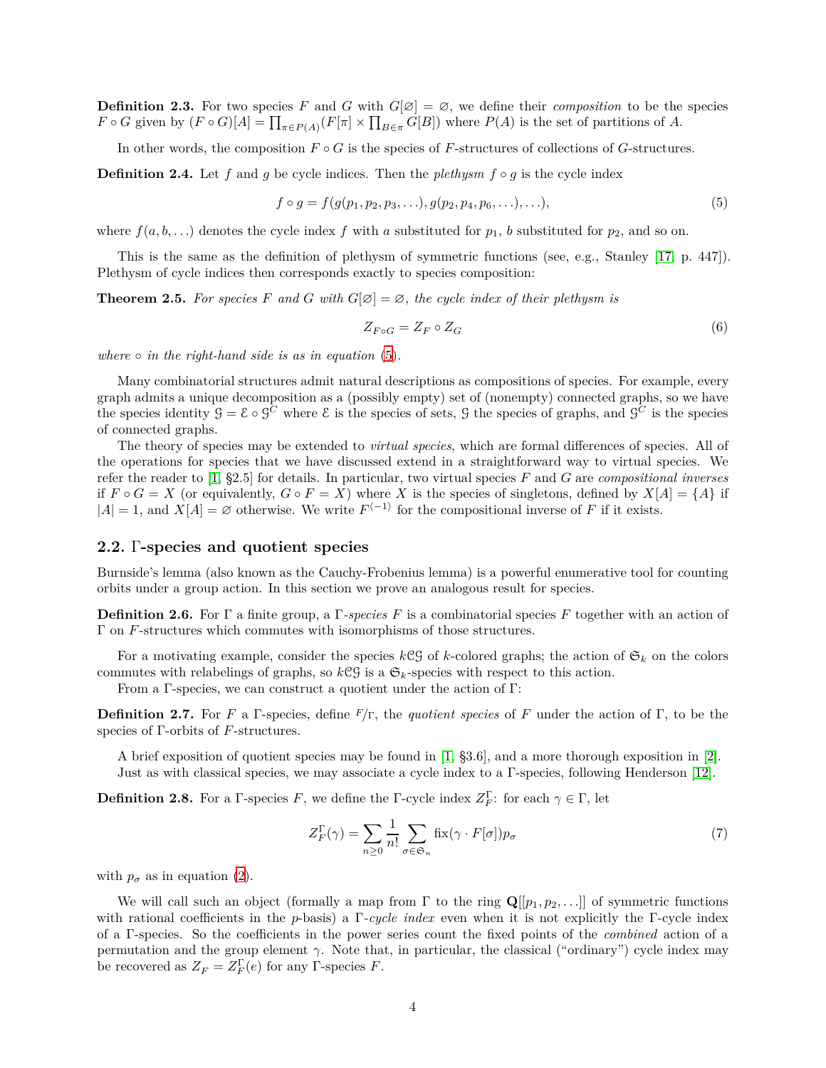**Definition 2.3.** For two species $F$ and $G$ with $G[\varnothing] = \varnothing$, we define their *composition* to be the species $F \circ G$ given by $(F \circ G)[A] = \prod_{\pi \in P(A)} (F[\pi] \times \prod_{B \in \pi} G[B])$ where $P(A)$ is the set of partitions of $A$.

In other words, the composition $F \circ G$ is the species of $F$-structures of collections of $G$-structures.

**Definition 2.4.** Let $f$ and $g$ be cycle indices. Then the *plethysm* $f \circ g$ is the cycle index

$$f \circ g = f(g(p_1, p_2, p_3, \ldots), g(p_2, p_4, p_6, \ldots), \ldots), \tag{5}$$

where $f(a, b, \ldots)$ denotes the cycle index $f$ with $a$ substituted for $p_1$, $b$ substituted for $p_2$, and so on.

This is the same as the definition of plethysm of symmetric functions (see, e.g., Stanley [17, p. 447]). Plethysm of cycle indices then corresponds exactly to species composition:

**Theorem 2.5.** *For species $F$ and $G$ with $G[\varnothing] = \varnothing$, the cycle index of their plethysm is*

$$Z_{F \circ G} = Z_F \circ Z_G \tag{6}$$

*where $\circ$ in the right-hand side is as in equation (5).*

Many combinatorial structures admit natural descriptions as compositions of species. For example, every graph admits a unique decomposition as a (possibly empty) set of (nonempty) connected graphs, so we have the species identity $\mathcal{G} = \mathcal{E} \circ \mathcal{G}^C$ where $\mathcal{E}$ is the species of sets, $\mathcal{G}$ the species of graphs, and $\mathcal{G}^C$ is the species of connected graphs.

The theory of species may be extended to *virtual species*, which are formal differences of species. All of the operations for species that we have discussed extend in a straightforward way to virtual species. We refer the reader to [1, §2.5] for details. In particular, two virtual species $F$ and $G$ are *compositional inverses* if $F \circ G = X$ (or equivalently, $G \circ F = X$) where $X$ is the species of singletons, defined by $X[A] = \{A\}$ if $|A| = 1$, and $X[A] = \varnothing$ otherwise. We write $F^{\langle -1 \rangle}$ for the compositional inverse of $F$ if it exists.

## 2.2. Γ-species and quotient species

Burnside's lemma (also known as the Cauchy-Frobenius lemma) is a powerful enumerative tool for counting orbits under a group action. In this section we prove an analogous result for species.

**Definition 2.6.** For $\Gamma$ a finite group, a $\Gamma$*-species* $F$ is a combinatorial species $F$ together with an action of $\Gamma$ on $F$-structures which commutes with isomorphisms of those structures.

For a motivating example, consider the species $k\mathcal{CG}$ of $k$-colored graphs; the action of $\mathfrak{S}_k$ on the colors commutes with relabelings of graphs, so $k\mathcal{CG}$ is a $\mathfrak{S}_k$-species with respect to this action.

From a Γ-species, we can construct a quotient under the action of Γ:

**Definition 2.7.** For $F$ a Γ-species, define $F/\Gamma$, the *quotient species* of $F$ under the action of Γ, to be the species of Γ-orbits of $F$-structures.

A brief exposition of quotient species may be found in [1, §3.6], and a more thorough exposition in [2].

Just as with classical species, we may associate a cycle index to a Γ-species, following Henderson [12].

**Definition 2.8.** For a Γ-species $F$, we define the Γ-cycle index $Z_F^\Gamma$: for each $\gamma \in \Gamma$, let

$$Z_F^\Gamma(\gamma) = \sum_{n \geq 0} \frac{1}{n!} \sum_{\sigma \in \mathfrak{S}_n} \operatorname{fix}(\gamma \cdot F[\sigma]) p_\sigma \tag{7}$$

with $p_\sigma$ as in equation (2).

We will call such an object (formally a map from Γ to the ring $\mathbf{Q}[[p_1, p_2, \ldots]]$ of symmetric functions with rational coefficients in the $p$-basis) a Γ*-cycle index* even when it is not explicitly the Γ-cycle index of a Γ-species. So the coefficients in the power series count the fixed points of the *combined* action of a permutation and the group element $\gamma$. Note that, in particular, the classical ("ordinary") cycle index may be recovered as $Z_F = Z_F^\Gamma(e)$ for any Γ-species $F$.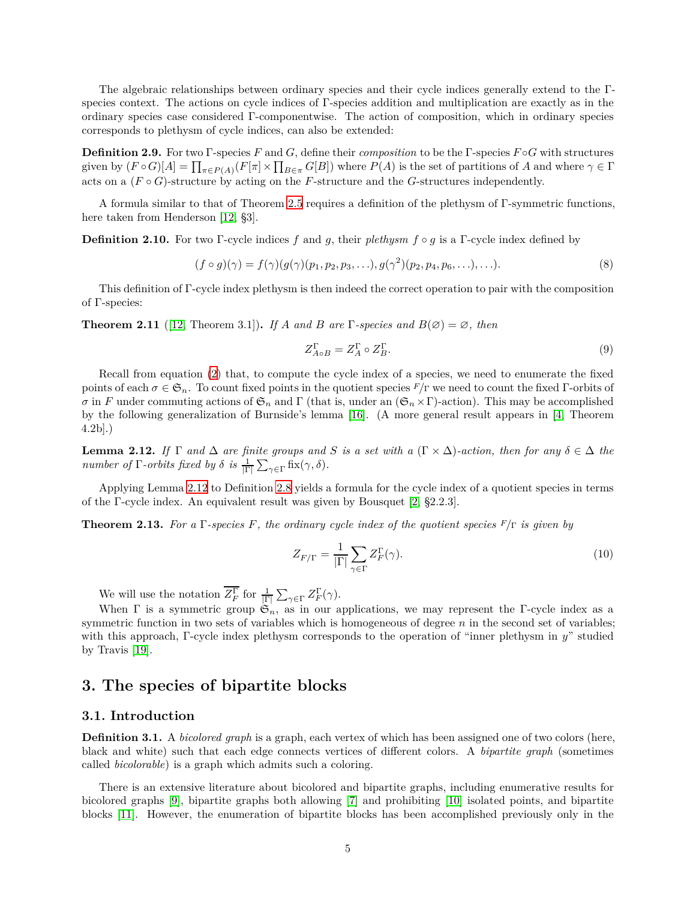The algebraic relationships between ordinary species and their cycle indices generally extend to the Γ-species context. The actions on cycle indices of Γ-species addition and multiplication are exactly as in the ordinary species case considered Γ-componentwise. The action of composition, which in ordinary species corresponds to plethysm of cycle indices, can also be extended:

**Definition 2.9.** For two Γ-species $F$ and $G$, define their *composition* to be the Γ-species $F \circ G$ with structures given by $(F \circ G)[A] = \prod_{\pi \in P(A)} (F[\pi] \times \prod_{B \in \pi} G[B])$ where $P(A)$ is the set of partitions of $A$ and where $\gamma \in \Gamma$ acts on a $(F \circ G)$-structure by acting on the $F$-structure and the $G$-structures independently.

A formula similar to that of Theorem 2.5 requires a definition of the plethysm of Γ-symmetric functions, here taken from Henderson [12, §3].

**Definition 2.10.** For two Γ-cycle indices $f$ and $g$, their *plethysm* $f \circ g$ is a Γ-cycle index defined by

$$(f \circ g)(\gamma) = f(\gamma)(g(\gamma)(p_1, p_2, p_3, \ldots), g(\gamma^2)(p_2, p_4, p_6, \ldots), \ldots). \tag{8}$$

This definition of Γ-cycle index plethysm is then indeed the correct operation to pair with the composition of Γ-species:

**Theorem 2.11** ([12, Theorem 3.1])**.** *If $A$ and $B$ are Γ-species and $B(\varnothing) = \varnothing$, then*

$$Z^{\Gamma}_{A \circ B} = Z^{\Gamma}_{A} \circ Z^{\Gamma}_{B}. \tag{9}$$

Recall from equation (2) that, to compute the cycle index of a species, we need to enumerate the fixed points of each $\sigma \in \mathfrak{S}_n$. To count fixed points in the quotient species ${}^{F}/_{\Gamma}$ we need to count the fixed Γ-orbits of $\sigma$ in $F$ under commuting actions of $\mathfrak{S}_n$ and Γ (that is, under an $(\mathfrak{S}_n \times \Gamma)$-action). This may be accomplished by the following generalization of Burnside's lemma [16]. (A more general result appears in [4, Theorem 4.2b].)

**Lemma 2.12.** *If Γ and Δ are finite groups and $S$ is a set with a $(\Gamma \times \Delta)$-action, then for any $\delta \in \Delta$ the number of Γ-orbits fixed by $\delta$ is $\frac{1}{|\Gamma|} \sum_{\gamma \in \Gamma} \mathrm{fix}(\gamma, \delta)$.*

Applying Lemma 2.12 to Definition 2.8 yields a formula for the cycle index of a quotient species in terms of the Γ-cycle index. An equivalent result was given by Bousquet [2, §2.2.3].

**Theorem 2.13.** *For a Γ-species $F$, the ordinary cycle index of the quotient species ${}^{F}/_{\Gamma}$ is given by*

$$Z_{F/\Gamma} = \frac{1}{|\Gamma|} \sum_{\gamma \in \Gamma} Z^{\Gamma}_{F}(\gamma). \tag{10}$$

We will use the notation $\overline{Z^{\Gamma}_{F}}$ for $\frac{1}{|\Gamma|} \sum_{\gamma \in \Gamma} Z^{\Gamma}_{F}(\gamma)$.

When Γ is a symmetric group $\mathfrak{S}_n$, as in our applications, we may represent the Γ-cycle index as a symmetric function in two sets of variables which is homogeneous of degree $n$ in the second set of variables; with this approach, Γ-cycle index plethysm corresponds to the operation of "inner plethysm in $y$" studied by Travis [19].

# 3. The species of bipartite blocks

## 3.1. Introduction

**Definition 3.1.** A *bicolored graph* is a graph, each vertex of which has been assigned one of two colors (here, black and white) such that each edge connects vertices of different colors. A *bipartite graph* (sometimes called *bicolorable*) is a graph which admits such a coloring.

There is an extensive literature about bicolored and bipartite graphs, including enumerative results for bicolored graphs [9], bipartite graphs both allowing [7] and prohibiting [10] isolated points, and bipartite blocks [11]. However, the enumeration of bipartite blocks has been accomplished previously only in the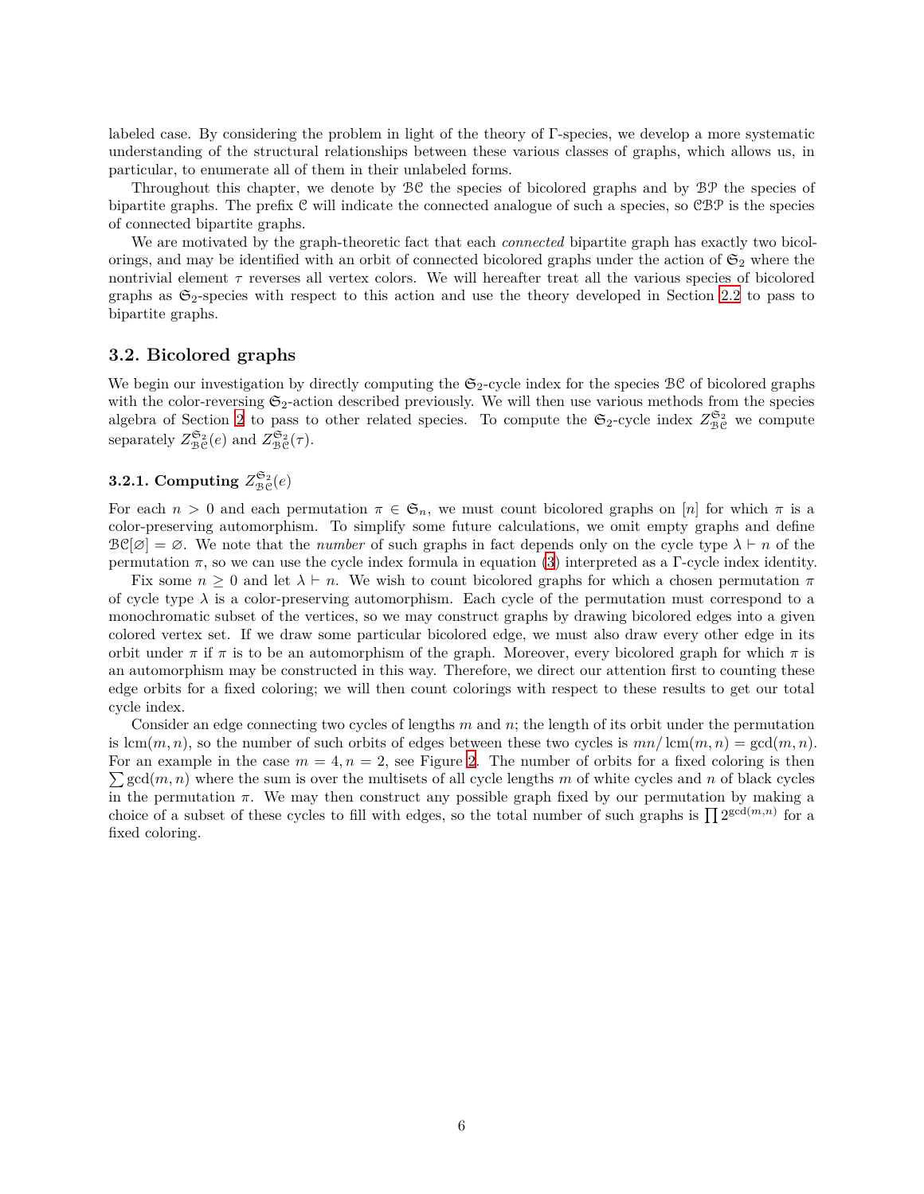labeled case. By considering the problem in light of the theory of Γ-species, we develop a more systematic understanding of the structural relationships between these various classes of graphs, which allows us, in particular, to enumerate all of them in their unlabeled forms.

Throughout this chapter, we denote by $\mathcal{BC}$ the species of bicolored graphs and by $\mathcal{BP}$ the species of bipartite graphs. The prefix $\mathcal{C}$ will indicate the connected analogue of such a species, so $\mathcal{CBP}$ is the species of connected bipartite graphs.

We are motivated by the graph-theoretic fact that each *connected* bipartite graph has exactly two bicolorings, and may be identified with an orbit of connected bicolored graphs under the action of $\mathfrak{S}_2$ where the nontrivial element $\tau$ reverses all vertex colors. We will hereafter treat all the various species of bicolored graphs as $\mathfrak{S}_2$-species with respect to this action and use the theory developed in Section 2.2 to pass to bipartite graphs.

## 3.2. Bicolored graphs

We begin our investigation by directly computing the $\mathfrak{S}_2$-cycle index for the species $\mathcal{BC}$ of bicolored graphs with the color-reversing $\mathfrak{S}_2$-action described previously. We will then use various methods from the species algebra of Section 2 to pass to other related species. To compute the $\mathfrak{S}_2$-cycle index $Z_{\mathcal{BC}}^{\mathfrak{S}_2}$ we compute separately $Z_{\mathcal{BC}}^{\mathfrak{S}_2}(e)$ and $Z_{\mathcal{BC}}^{\mathfrak{S}_2}(\tau)$.

### 3.2.1. Computing $Z_{\mathcal{BC}}^{\mathfrak{S}_2}(e)$

For each $n > 0$ and each permutation $\pi \in \mathfrak{S}_n$, we must count bicolored graphs on $[n]$ for which $\pi$ is a color-preserving automorphism. To simplify some future calculations, we omit empty graphs and define $\mathcal{BC}[\varnothing] = \varnothing$. We note that the *number* of such graphs in fact depends only on the cycle type $\lambda \vdash n$ of the permutation $\pi$, so we can use the cycle index formula in equation (3) interpreted as a Γ-cycle index identity.

Fix some $n \geq 0$ and let $\lambda \vdash n$. We wish to count bicolored graphs for which a chosen permutation $\pi$ of cycle type $\lambda$ is a color-preserving automorphism. Each cycle of the permutation must correspond to a monochromatic subset of the vertices, so we may construct graphs by drawing bicolored edges into a given colored vertex set. If we draw some particular bicolored edge, we must also draw every other edge in its orbit under $\pi$ if $\pi$ is to be an automorphism of the graph. Moreover, every bicolored graph for which $\pi$ is an automorphism may be constructed in this way. Therefore, we direct our attention first to counting these edge orbits for a fixed coloring; we will then count colorings with respect to these results to get our total cycle index.

Consider an edge connecting two cycles of lengths $m$ and $n$; the length of its orbit under the permutation is $\operatorname{lcm}(m, n)$, so the number of such orbits of edges between these two cycles is $mn/\operatorname{lcm}(m, n) = \gcd(m, n)$. For an example in the case $m = 4, n = 2$, see Figure 2. The number of orbits for a fixed coloring is then $\sum \gcd(m, n)$ where the sum is over the multisets of all cycle lengths $m$ of white cycles and $n$ of black cycles in the permutation $\pi$. We may then construct any possible graph fixed by our permutation by making a choice of a subset of these cycles to fill with edges, so the total number of such graphs is $\prod 2^{\gcd(m,n)}$ for a fixed coloring.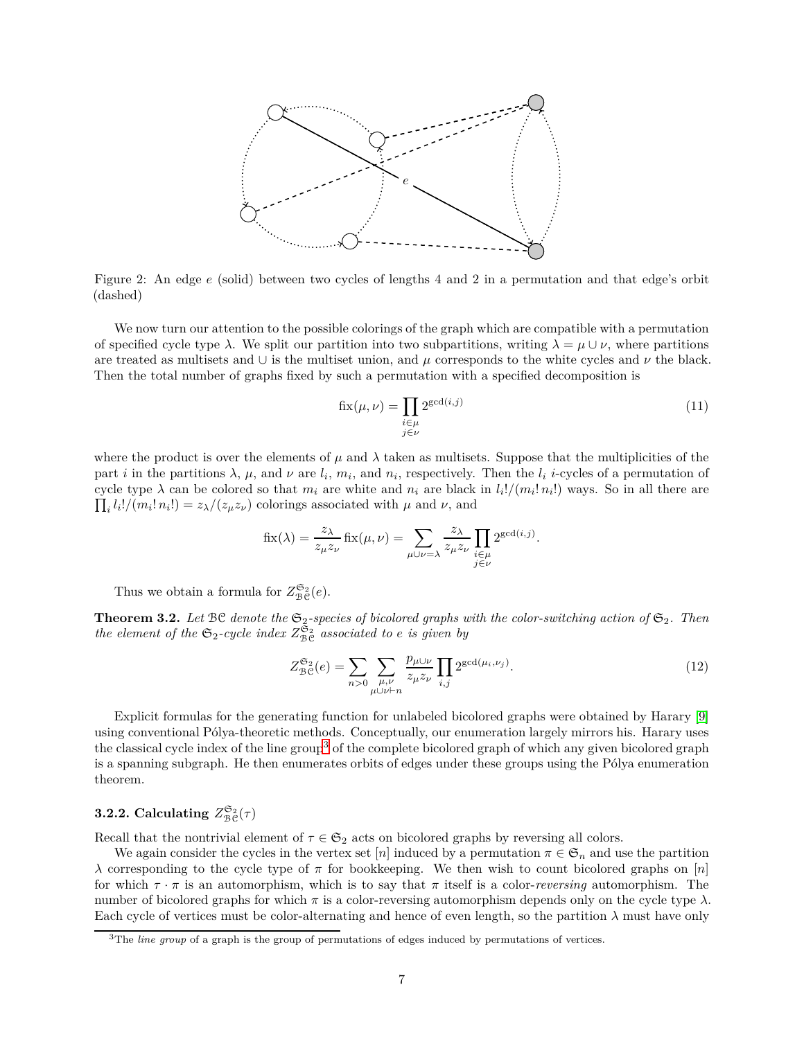Figure 2: An edge $e$ (solid) between two cycles of lengths 4 and 2 in a permutation and that edge's orbit (dashed)

We now turn our attention to the possible colorings of the graph which are compatible with a permutation of specified cycle type $\lambda$. We split our partition into two subpartitions, writing $\lambda = \mu \cup \nu$, where partitions are treated as multisets and $\cup$ is the multiset union, and $\mu$ corresponds to the white cycles and $\nu$ the black. Then the total number of graphs fixed by such a permutation with a specified decomposition is

$$\operatorname{fix}(\mu, \nu) = \prod_{\substack{i \in \mu \\ j \in \nu}} 2^{\gcd(i,j)} \tag{11}$$

where the product is over the elements of $\mu$ and $\lambda$ taken as multisets. Suppose that the multiplicities of the part $i$ in the partitions $\lambda$, $\mu$, and $\nu$ are $l_i$, $m_i$, and $n_i$, respectively. Then the $l_i$ $i$-cycles of a permutation of cycle type $\lambda$ can be colored so that $m_i$ are white and $n_i$ are black in $l_i!/(m_i!\, n_i!)$ ways. So in all there are $\prod_i l_i!/(m_i!\, n_i!) = z_\lambda/(z_\mu z_\nu)$ colorings associated with $\mu$ and $\nu$, and

$$\operatorname{fix}(\lambda) = \frac{z_\lambda}{z_\mu z_\nu} \operatorname{fix}(\mu, \nu) = \sum_{\mu \cup \nu = \lambda} \frac{z_\lambda}{z_\mu z_\nu} \prod_{\substack{i \in \mu \\ j \in \nu}} 2^{\gcd(i,j)}.$$

Thus we obtain a formula for $Z^{\mathfrak{S}_2}_{\mathcal{BC}}(e)$.

**Theorem 3.2.** *Let $\mathcal{BC}$ denote the $\mathfrak{S}_2$-species of bicolored graphs with the color-switching action of $\mathfrak{S}_2$. Then the element of the $\mathfrak{S}_2$-cycle index $Z^{\mathfrak{S}_2}_{\mathcal{BC}}$ associated to $e$ is given by*

$$Z^{\mathfrak{S}_2}_{\mathcal{BC}}(e) = \sum_{n > 0} \sum_{\substack{\mu, \nu \\ \mu \cup \nu \vdash n}} \frac{p_{\mu \cup \nu}}{z_\mu z_\nu} \prod_{i,j} 2^{\gcd(\mu_i, \nu_j)}. \tag{12}$$

Explicit formulas for the generating function for unlabeled bicolored graphs were obtained by Harary [9] using conventional Pólya-theoretic methods. Conceptually, our enumeration largely mirrors his. Harary uses the classical cycle index of the line group[3] of the complete bicolored graph of which any given bicolored graph is a spanning subgraph. He then enumerates orbits of edges under these groups using the Pólya enumeration theorem.

### 3.2.2. Calculating $Z^{\mathfrak{S}_2}_{\mathcal{BC}}(\tau)$

Recall that the nontrivial element of $\tau \in \mathfrak{S}_2$ acts on bicolored graphs by reversing all colors.

We again consider the cycles in the vertex set $[n]$ induced by a permutation $\pi \in \mathfrak{S}_n$ and use the partition $\lambda$ corresponding to the cycle type of $\pi$ for bookkeeping. We then wish to count bicolored graphs on $[n]$ for which $\tau \cdot \pi$ is an automorphism, which is to say that $\pi$ itself is a color-*reversing* automorphism. The number of bicolored graphs for which $\pi$ is a color-reversing automorphism depends only on the cycle type $\lambda$. Each cycle of vertices must be color-alternating and hence of even length, so the partition $\lambda$ must have only

[3] The *line group* of a graph is the group of permutations of edges induced by permutations of vertices.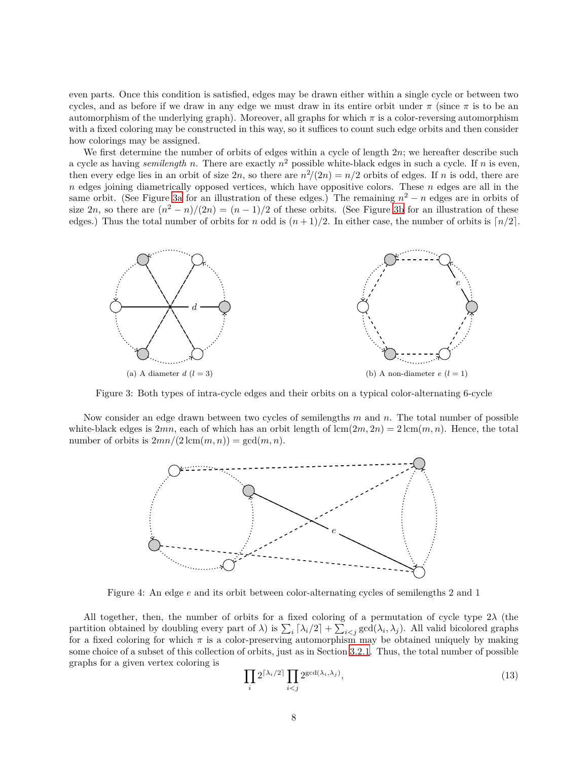even parts. Once this condition is satisfied, edges may be drawn either within a single cycle or between two cycles, and as before if we draw in any edge we must draw in its entire orbit under $\pi$ (since $\pi$ is to be an automorphism of the underlying graph). Moreover, all graphs for which $\pi$ is a color-reversing automorphism with a fixed coloring may be constructed in this way, so it suffices to count such edge orbits and then consider how colorings may be assigned.

We first determine the number of orbits of edges within a cycle of length $2n$; we hereafter describe such a cycle as having *semilength* $n$. There are exactly $n^2$ possible white-black edges in such a cycle. If $n$ is even, then every edge lies in an orbit of size $2n$, so there are $n^2/(2n) = n/2$ orbits of edges. If $n$ is odd, there are $n$ edges joining diametrically opposed vertices, which have oppositive colors. These $n$ edges are all in the same orbit. (See Figure 3a for an illustration of these edges.) The remaining $n^2 - n$ edges are in orbits of size $2n$, so there are $(n^2 - n)/(2n) = (n-1)/2$ of these orbits. (See Figure 3b for an illustration of these edges.) Thus the total number of orbits for $n$ odd is $(n+1)/2$. In either case, the number of orbits is $\lceil n/2 \rceil$.

(a) A diameter $d$ ($l = 3$)

(b) A non-diameter $e$ ($l = 1$)

Figure 3: Both types of intra-cycle edges and their orbits on a typical color-alternating 6-cycle

Now consider an edge drawn between two cycles of semilengths $m$ and $n$. The total number of possible white-black edges is $2mn$, each of which has an orbit length of $\operatorname{lcm}(2m, 2n) = 2\operatorname{lcm}(m, n)$. Hence, the total number of orbits is $2mn/(2\operatorname{lcm}(m, n)) = \gcd(m, n)$.

Figure 4: An edge $e$ and its orbit between color-alternating cycles of semilengths 2 and 1

All together, then, the number of orbits for a fixed coloring of a permutation of cycle type $2\lambda$ (the partition obtained by doubling every part of $\lambda$) is $\sum_i \lceil \lambda_i/2 \rceil + \sum_{i<j} \gcd(\lambda_i, \lambda_j)$. All valid bicolored graphs for a fixed coloring for which $\pi$ is a color-preserving automorphism may be obtained uniquely by making some choice of a subset of this collection of orbits, just as in Section 3.2.1. Thus, the total number of possible graphs for a given vertex coloring is

$$\prod_i 2^{\lceil \lambda_i/2 \rceil} \prod_{i<j} 2^{\gcd(\lambda_i, \lambda_j)}, \tag{13}$$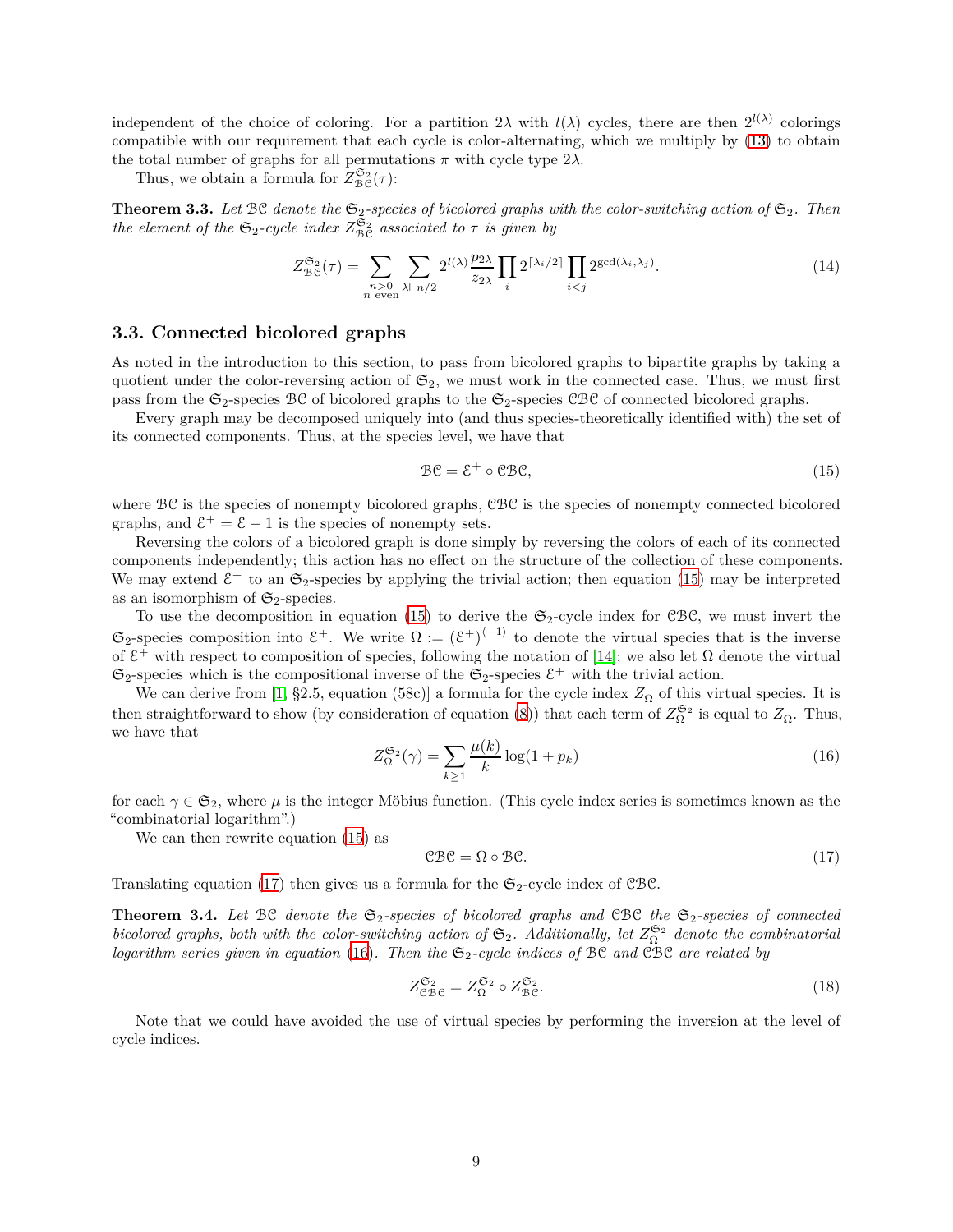independent of the choice of coloring. For a partition $2\lambda$ with $l(\lambda)$ cycles, there are then $2^{l(\lambda)}$ colorings compatible with our requirement that each cycle is color-alternating, which we multiply by (13) to obtain the total number of graphs for all permutations $\pi$ with cycle type $2\lambda$.

Thus, we obtain a formula for $Z^{\mathfrak{S}_2}_{\mathcal{BC}}(\tau)$:

**Theorem 3.3.** *Let $\mathcal{BC}$ denote the $\mathfrak{S}_2$-species of bicolored graphs with the color-switching action of $\mathfrak{S}_2$. Then the element of the $\mathfrak{S}_2$-cycle index $Z^{\mathfrak{S}_2}_{\mathcal{BC}}$ associated to $\tau$ is given by*

$$Z^{\mathfrak{S}_2}_{\mathcal{BC}}(\tau) = \sum_{\substack{n>0 \\ n \text{ even}}} \sum_{\lambda \vdash n/2} 2^{l(\lambda)} \frac{p_{2\lambda}}{z_{2\lambda}} \prod_i 2^{\lceil \lambda_i/2 \rceil} \prod_{i<j} 2^{\gcd(\lambda_i, \lambda_j)}. \tag{14}$$

### 3.3. Connected bicolored graphs

As noted in the introduction to this section, to pass from bicolored graphs to bipartite graphs by taking a quotient under the color-reversing action of $\mathfrak{S}_2$, we must work in the connected case. Thus, we must first pass from the $\mathfrak{S}_2$-species $\mathcal{BC}$ of bicolored graphs to the $\mathfrak{S}_2$-species $\mathcal{CBC}$ of connected bicolored graphs.

Every graph may be decomposed uniquely into (and thus species-theoretically identified with) the set of its connected components. Thus, at the species level, we have that

$$\mathcal{BC} = \mathcal{E}^+ \circ \mathcal{CBC}, \tag{15}$$

where $\mathcal{BC}$ is the species of nonempty bicolored graphs, $\mathcal{CBC}$ is the species of nonempty connected bicolored graphs, and $\mathcal{E}^+ = \mathcal{E} - 1$ is the species of nonempty sets.

Reversing the colors of a bicolored graph is done simply by reversing the colors of each of its connected components independently; this action has no effect on the structure of the collection of these components. We may extend $\mathcal{E}^+$ to an $\mathfrak{S}_2$-species by applying the trivial action; then equation (15) may be interpreted as an isomorphism of $\mathfrak{S}_2$-species.

To use the decomposition in equation (15) to derive the $\mathfrak{S}_2$-cycle index for $\mathcal{CBC}$, we must invert the $\mathfrak{S}_2$-species composition into $\mathcal{E}^+$. We write $\Omega := (\mathcal{E}^+)^{\langle -1 \rangle}$ to denote the virtual species that is the inverse of $\mathcal{E}^+$ with respect to composition of species, following the notation of [14]; we also let $\Omega$ denote the virtual $\mathfrak{S}_2$-species which is the compositional inverse of the $\mathfrak{S}_2$-species $\mathcal{E}^+$ with the trivial action.

We can derive from [1, §2.5, equation (58c)] a formula for the cycle index $Z_\Omega$ of this virtual species. It is then straightforward to show (by consideration of equation (8)) that each term of $Z^{\mathfrak{S}_2}_\Omega$ is equal to $Z_\Omega$. Thus, we have that

$$Z^{\mathfrak{S}_2}_\Omega(\gamma) = \sum_{k \geq 1} \frac{\mu(k)}{k} \log(1 + p_k) \tag{16}$$

for each $\gamma \in \mathfrak{S}_2$, where $\mu$ is the integer Möbius function. (This cycle index series is sometimes known as the "combinatorial logarithm".)

We can then rewrite equation (15) as

$$\mathcal{CBC} = \Omega \circ \mathcal{BC}. \tag{17}$$

Translating equation (17) then gives us a formula for the $\mathfrak{S}_2$-cycle index of $\mathcal{CBC}$.

**Theorem 3.4.** *Let $\mathcal{BC}$ denote the $\mathfrak{S}_2$-species of bicolored graphs and $\mathcal{CBC}$ the $\mathfrak{S}_2$-species of connected bicolored graphs, both with the color-switching action of $\mathfrak{S}_2$. Additionally, let $Z^{\mathfrak{S}_2}_\Omega$ denote the combinatorial logarithm series given in equation (16). Then the $\mathfrak{S}_2$-cycle indices of $\mathcal{BC}$ and $\mathcal{CBC}$ are related by*

$$Z^{\mathfrak{S}_2}_{\mathcal{CBC}} = Z^{\mathfrak{S}_2}_\Omega \circ Z^{\mathfrak{S}_2}_{\mathcal{BC}}. \tag{18}$$

Note that we could have avoided the use of virtual species by performing the inversion at the level of cycle indices.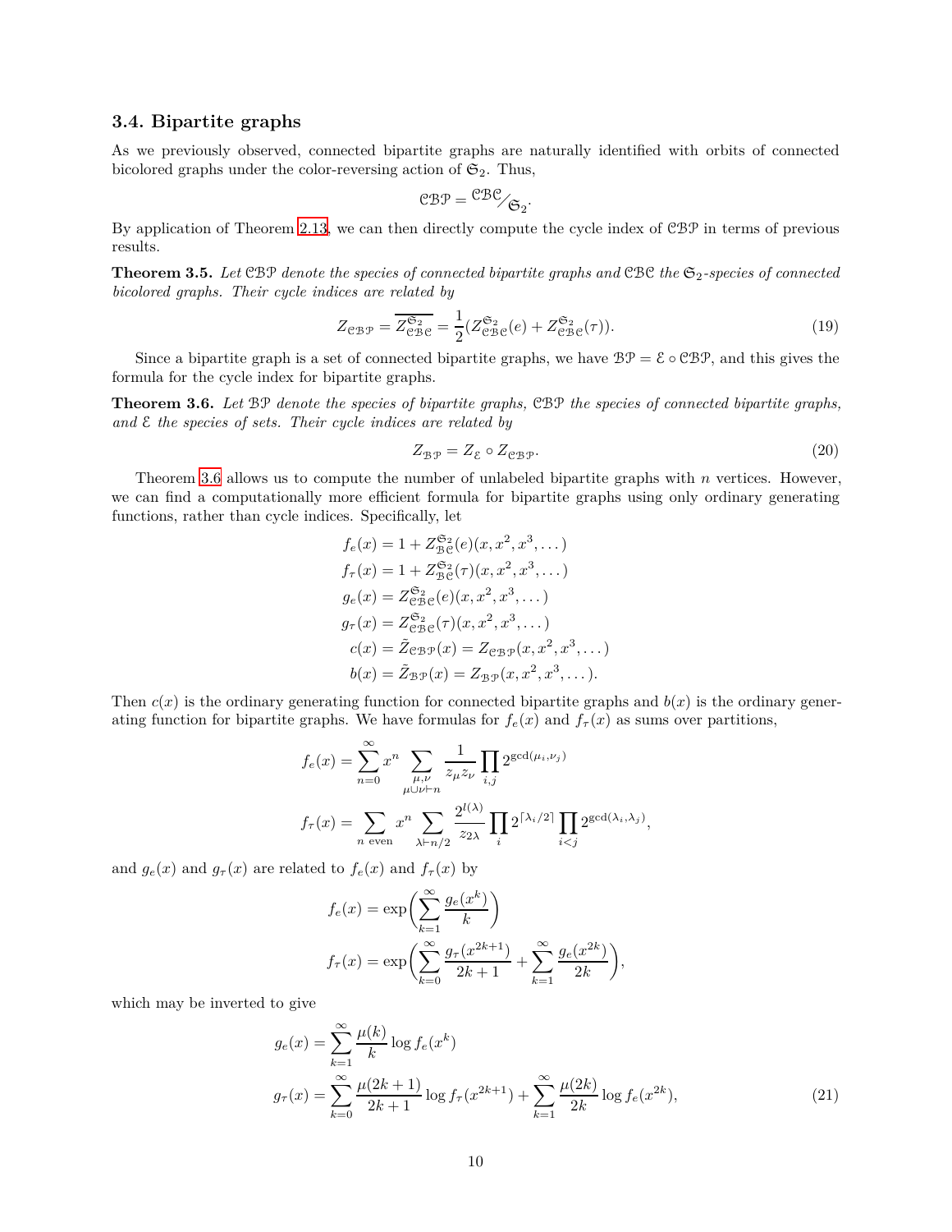### 3.4. Bipartite graphs

As we previously observed, connected bipartite graphs are naturally identified with orbits of connected bicolored graphs under the color-reversing action of $\mathfrak{S}_2$. Thus,

$$\mathcal{CBP} = \mathcal{CBC}/_{\mathfrak{S}_2}.$$

By application of Theorem 2.13, we can then directly compute the cycle index of $\mathcal{CBP}$ in terms of previous results.

**Theorem 3.5.** *Let $\mathcal{CBP}$ denote the species of connected bipartite graphs and $\mathcal{CBC}$ the $\mathfrak{S}_2$-species of connected bicolored graphs. Their cycle indices are related by*

$$Z_{\mathcal{CBP}} = \overline{Z^{\mathfrak{S}_2}_{\mathcal{CBC}}} = \frac{1}{2}(Z^{\mathfrak{S}_2}_{\mathcal{CBC}}(e) + Z^{\mathfrak{S}_2}_{\mathcal{CBC}}(\tau)). \tag{19}$$

Since a bipartite graph is a set of connected bipartite graphs, we have $\mathcal{BP} = \mathcal{E} \circ \mathcal{CBP}$, and this gives the formula for the cycle index for bipartite graphs.

**Theorem 3.6.** *Let $\mathcal{BP}$ denote the species of bipartite graphs, $\mathcal{CBP}$ the species of connected bipartite graphs, and $\mathcal{E}$ the species of sets. Their cycle indices are related by*

$$Z_{\mathcal{BP}} = Z_{\mathcal{E}} \circ Z_{\mathcal{CBP}}. \tag{20}$$

Theorem 3.6 allows us to compute the number of unlabeled bipartite graphs with $n$ vertices. However, we can find a computationally more efficient formula for bipartite graphs using only ordinary generating functions, rather than cycle indices. Specifically, let

$$\begin{aligned}
f_e(x) &= 1 + Z^{\mathfrak{S}_2}_{\mathcal{BC}}(e)(x, x^2, x^3, \dots) \\
f_\tau(x) &= 1 + Z^{\mathfrak{S}_2}_{\mathcal{BC}}(\tau)(x, x^2, x^3, \dots) \\
g_e(x) &= Z^{\mathfrak{S}_2}_{\mathcal{CBC}}(e)(x, x^2, x^3, \dots) \\
g_\tau(x) &= Z^{\mathfrak{S}_2}_{\mathcal{CBC}}(\tau)(x, x^2, x^3, \dots) \\
c(x) &= \tilde{Z}_{\mathcal{CBP}}(x) = Z_{\mathcal{CBP}}(x, x^2, x^3, \dots) \\
b(x) &= \tilde{Z}_{\mathcal{BP}}(x) = Z_{\mathcal{BP}}(x, x^2, x^3, \dots).
\end{aligned}$$

Then $c(x)$ is the ordinary generating function for connected bipartite graphs and $b(x)$ is the ordinary generating function for bipartite graphs. We have formulas for $f_e(x)$ and $f_\tau(x)$ as sums over partitions,

$$\begin{aligned}
f_e(x) &= \sum_{n=0}^{\infty} x^n \sum_{\substack{\mu,\nu \\ \mu \cup \nu \vdash n}} \frac{1}{z_\mu z_\nu} \prod_{i,j} 2^{\gcd(\mu_i, \nu_j)} \\
f_\tau(x) &= \sum_{n \text{ even}} x^n \sum_{\lambda \vdash n/2} \frac{2^{l(\lambda)}}{z_{2\lambda}} \prod_i 2^{\lceil \lambda_i/2 \rceil} \prod_{i<j} 2^{\gcd(\lambda_i, \lambda_j)},
\end{aligned}$$

and $g_e(x)$ and $g_\tau(x)$ are related to $f_e(x)$ and $f_\tau(x)$ by

$$\begin{aligned}
f_e(x) &= \exp\left( \sum_{k=1}^{\infty} \frac{g_e(x^k)}{k} \right) \\
f_\tau(x) &= \exp\left( \sum_{k=0}^{\infty} \frac{g_\tau(x^{2k+1})}{2k+1} + \sum_{k=1}^{\infty} \frac{g_e(x^{2k})}{2k} \right),
\end{aligned}$$

which may be inverted to give

$$\begin{aligned}
g_e(x) &= \sum_{k=1}^{\infty} \frac{\mu(k)}{k} \log f_e(x^k) \\
g_\tau(x) &= \sum_{k=0}^{\infty} \frac{\mu(2k+1)}{2k+1} \log f_\tau(x^{2k+1}) + \sum_{k=1}^{\infty} \frac{\mu(2k)}{2k} \log f_e(x^{2k}),
\end{aligned} \tag{21}$$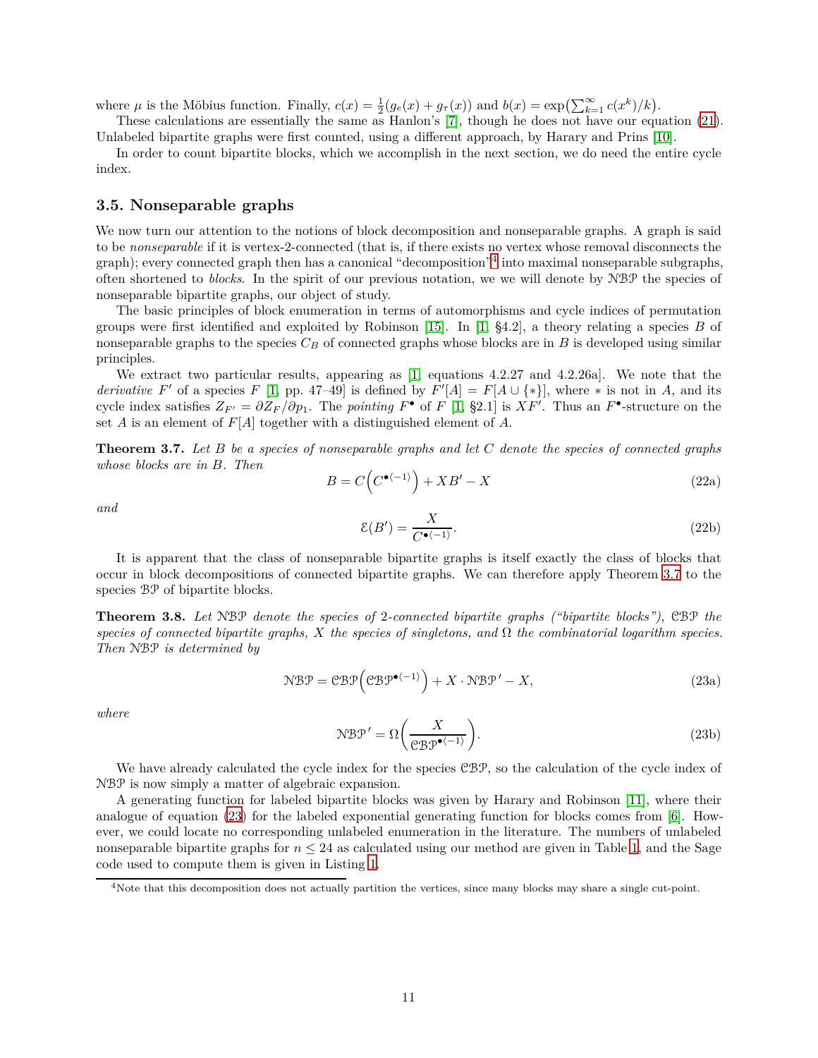where $\mu$ is the Möbius function. Finally, $c(x) = \frac{1}{2}(g_e(x) + g_\tau(x))$ and $b(x) = \exp\left(\sum_{k=1}^{\infty} c(x^k)/k\right)$.

These calculations are essentially the same as Hanlon's [7], though he does not have our equation (21). Unlabeled bipartite graphs were first counted, using a different approach, by Harary and Prins [10].

In order to count bipartite blocks, which we accomplish in the next section, we do need the entire cycle index.

### 3.5. Nonseparable graphs

We now turn our attention to the notions of block decomposition and nonseparable graphs. A graph is said to be *nonseparable* if it is vertex-2-connected (that is, if there exists no vertex whose removal disconnects the graph); every connected graph then has a canonical "decomposition"[4] into maximal nonseparable subgraphs, often shortened to *blocks*. In the spirit of our previous notation, we we will denote by $\mathcal{NBP}$ the species of nonseparable bipartite graphs, our object of study.

The basic principles of block enumeration in terms of automorphisms and cycle indices of permutation groups were first identified and exploited by Robinson [15]. In [1, §4.2], a theory relating a species $B$ of nonseparable graphs to the species $C_B$ of connected graphs whose blocks are in $B$ is developed using similar principles.

We extract two particular results, appearing as [1, equations 4.2.27 and 4.2.26a]. We note that the *derivative* $F'$ of a species $F$ [1, pp. 47–49] is defined by $F'[A] = F[A \cup \{*\}]$, where $*$ is not in $A$, and its cycle index satisfies $Z_{F'} = \partial Z_F / \partial p_1$. The *pointing* $F^\bullet$ of $F$ [1, §2.1] is $XF'$. Thus an $F^\bullet$-structure on the set $A$ is an element of $F[A]$ together with a distinguished element of $A$.

**Theorem 3.7.** *Let $B$ be a species of nonseparable graphs and let $C$ denote the species of connected graphs whose blocks are in $B$. Then*

$$B = C\left(C^{\bullet\langle -1\rangle}\right) + XB' - X \tag{22a}$$

*and*

$$\mathcal{E}(B') = \frac{X}{C^{\bullet\langle -1\rangle}}. \tag{22b}$$

It is apparent that the class of nonseparable bipartite graphs is itself exactly the class of blocks that occur in block decompositions of connected bipartite graphs. We can therefore apply Theorem 3.7 to the species $\mathcal{BP}$ of bipartite blocks.

**Theorem 3.8.** *Let $\mathcal{NBP}$ denote the species of 2-connected bipartite graphs ("bipartite blocks"), $\mathcal{CBP}$ the species of connected bipartite graphs, $X$ the species of singletons, and $\Omega$ the combinatorial logarithm species. Then $\mathcal{NBP}$ is determined by*

$$\mathcal{NBP} = \mathcal{CBP}\left(\mathcal{CBP}^{\bullet\langle -1\rangle}\right) + X \cdot \mathcal{NBP}' - X, \tag{23a}$$

*where*

$$\mathcal{NBP}' = \Omega\left(\frac{X}{\mathcal{CBP}^{\bullet\langle -1\rangle}}\right). \tag{23b}$$

We have already calculated the cycle index for the species $\mathcal{CBP}$, so the calculation of the cycle index of $\mathcal{NBP}$ is now simply a matter of algebraic expansion.

A generating function for labeled bipartite blocks was given by Harary and Robinson [11], where their analogue of equation (23) for the labeled exponential generating function for blocks comes from [6]. However, we could locate no corresponding unlabeled enumeration in the literature. The numbers of unlabeled nonseparable bipartite graphs for $n \leq 24$ as calculated using our method are given in Table 1, and the Sage code used to compute them is given in Listing 1.

[4] Note that this decomposition does not actually partition the vertices, since many blocks may share a single cut-point.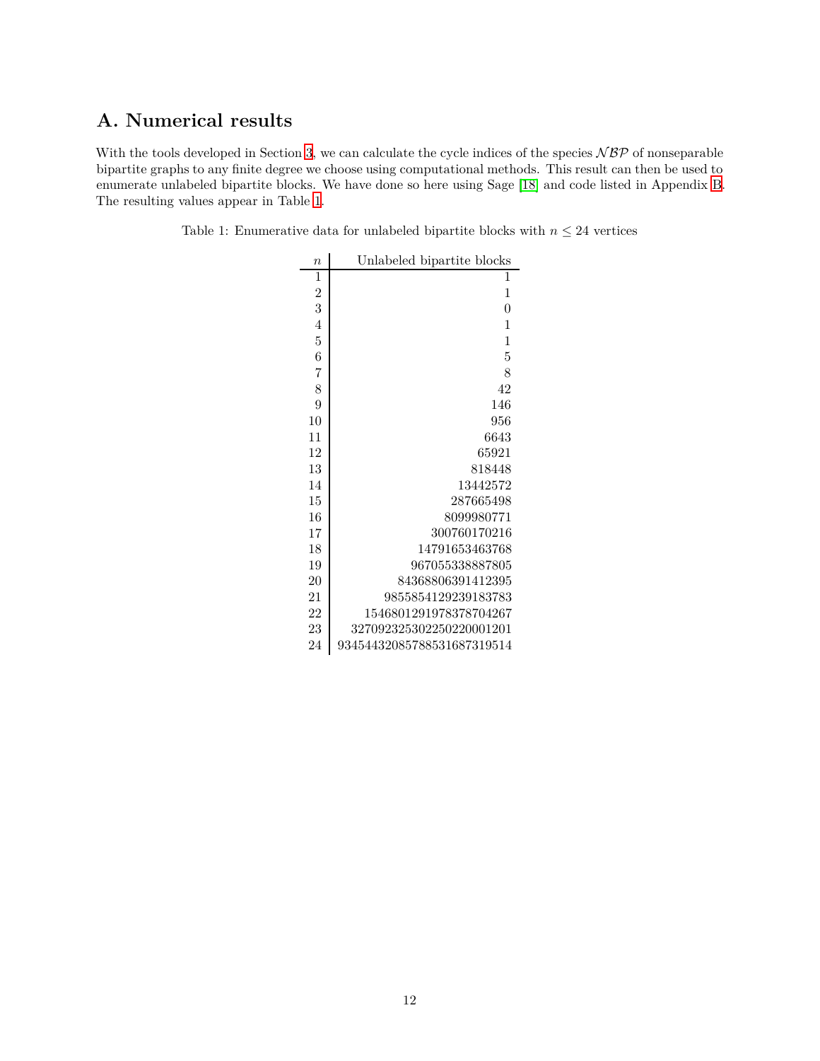# A. Numerical results

With the tools developed in Section 3, we can calculate the cycle indices of the species $\mathcal{NBP}$ of nonseparable bipartite graphs to any finite degree we choose using computational methods. This result can then be used to enumerate unlabeled bipartite blocks. We have done so here using Sage [18] and code listed in Appendix B. The resulting values appear in Table 1.

Table 1: Enumerative data for unlabeled bipartite blocks with $n \leq 24$ vertices

| $n$ | Unlabeled bipartite blocks |
|---|---:|
| 1 | 1 |
| 2 | 1 |
| 3 | 0 |
| 4 | 1 |
| 5 | 1 |
| 6 | 5 |
| 7 | 8 |
| 8 | 42 |
| 9 | 146 |
| 10 | 956 |
| 11 | 6643 |
| 12 | 65921 |
| 13 | 818448 |
| 14 | 13442572 |
| 15 | 287665498 |
| 16 | 8099980771 |
| 17 | 300760170216 |
| 18 | 14791653463768 |
| 19 | 967055338887805 |
| 20 | 84368806391412395 |
| 21 | 9855854129239183783 |
| 22 | 1546801291978378704267 |
| 23 | 327092325302250220001201 |
| 24 | 93454432085788531687319514 |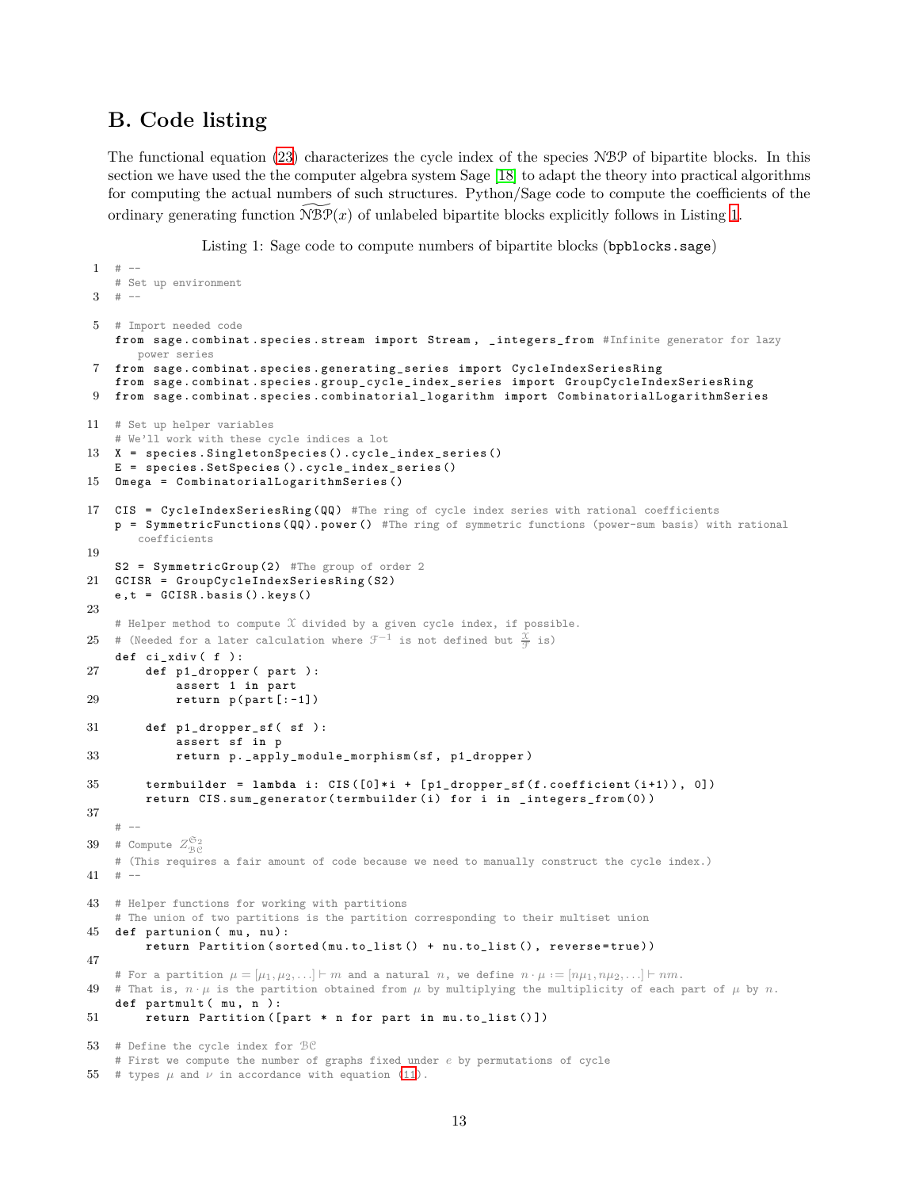## B. Code listing

The functional equation (23) characterizes the cycle index of the species $\mathcal{NBP}$ of bipartite blocks. In this section we have used the the computer algebra system Sage [18] to adapt the theory into practical algorithms for computing the actual numbers of such structures. Python/Sage code to compute the coefficients of the ordinary generating function $\widetilde{\mathcal{NBP}}(x)$ of unlabeled bipartite blocks explicitly follows in Listing 1.

Listing 1: Sage code to compute numbers of bipartite blocks (`bpblocks.sage`)

```
# --
# Set up environment
# --

# Import needed code
from sage.combinat.species.stream import Stream, _integers_from #Infinite generator for lazy
    power series
from sage.combinat.species.generating_series import CycleIndexSeriesRing
from sage.combinat.species.group_cycle_index_series import GroupCycleIndexSeriesRing
from sage.combinat.species.combinatorial_logarithm import CombinatorialLogarithmSeries

# Set up helper variables
# We'll work with these cycle indices a lot
X = species.SingletonSpecies().cycle_index_series()
E = species.SetSpecies().cycle_index_series()
Omega = CombinatorialLogarithmSeries()

CIS = CycleIndexSeriesRing(QQ) #The ring of cycle index series with rational coefficients
p = SymmetricFunctions(QQ).power() #The ring of symmetric functions (power-sum basis) with rational
    coefficients

S2 = SymmetricGroup(2) #The group of order 2
GCISR = GroupCycleIndexSeriesRing(S2)
e,t = GCISR.basis().keys()

# Helper method to compute X divided by a given cycle index, if possible.
# (Needed for a later calculation where F^{-1} is not defined but X/F is)
def ci_xdiv( f ):
    def p1_dropper( part ):
        assert 1 in part
        return p(part[:-1])

    def p1_dropper_sf( sf ):
        assert sf in p
        return p._apply_module_morphism(sf, p1_dropper)

    termbuilder = lambda i: CIS([0]*i + [p1_dropper_sf(f.coefficient(i+1)), 0])
    return CIS.sum_generator(termbuilder(i) for i in _integers_from(0))

# --
# Compute Z_{BC}^{S_2}
# (This requires a fair amount of code because we need to manually construct the cycle index.)
# --

# Helper functions for working with partitions
# The union of two partitions is the partition corresponding to their multiset union
def partunion( mu, nu):
    return Partition(sorted(mu.to_list() + nu.to_list(), reverse=true))

# For a partition mu = [mu_1, mu_2, ...] ⊢ m and a natural n, we define n·mu := [n mu_1, n mu_2, ...] ⊢ nm.
# That is, n·mu is the partition obtained from mu by multiplying the multiplicity of each part of mu by n.
def partmult( mu, n ):
    return Partition([part * n for part in mu.to_list()])

# Define the cycle index for BC
# First we compute the number of graphs fixed under e by permutations of cycle
# types mu and nu in accordance with equation (11).
```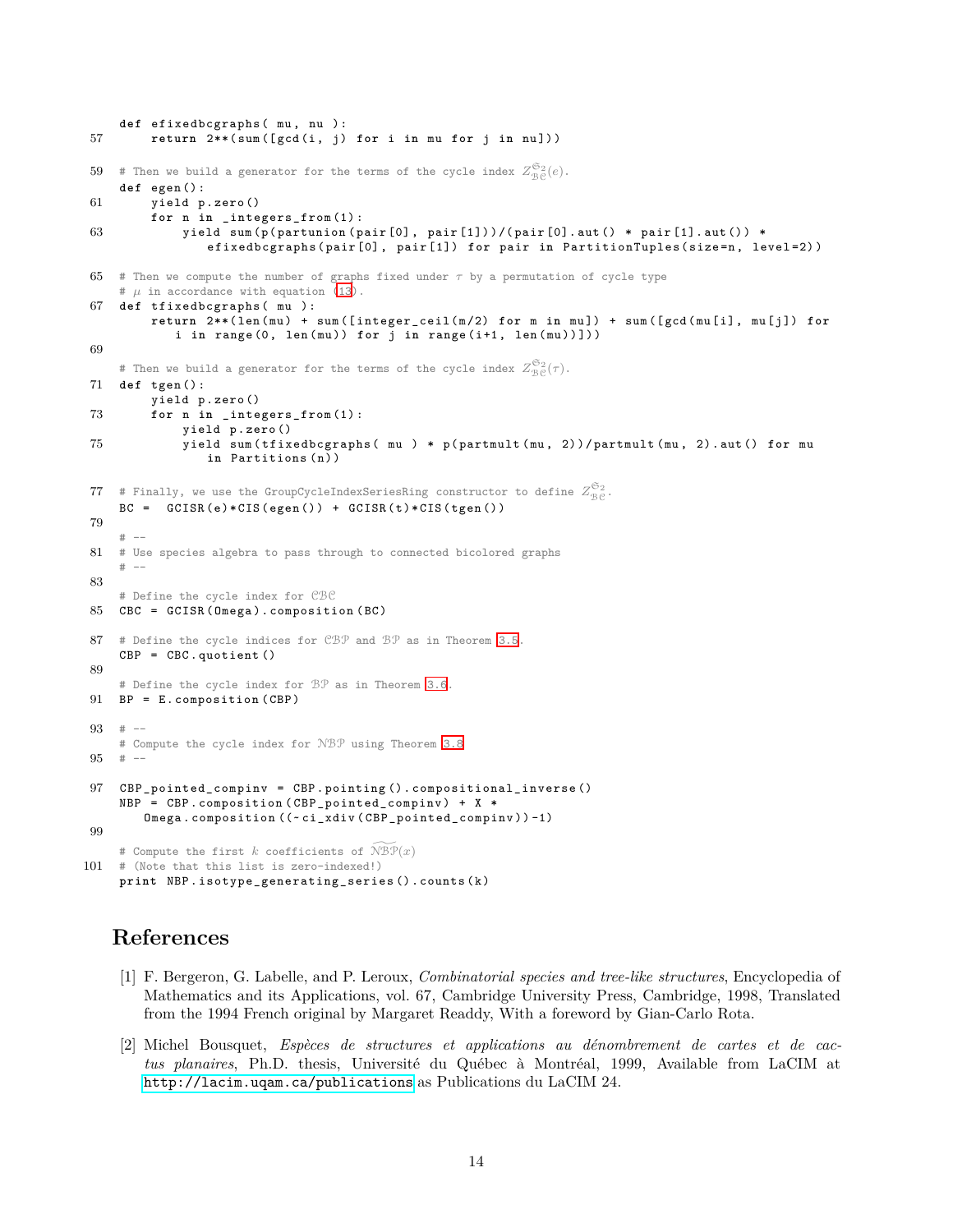```
def efixedbcgraphs( mu, nu ):
    return 2**(sum([gcd(i, j) for i in mu for j in nu]))

# Then we build a generator for the terms of the cycle index Z^{S_2}_{BC}(e).
def egen():
    yield p.zero()
    for n in _integers_from(1):
        yield sum(p(partunion(pair[0], pair[1]))/(pair[0].aut() * pair[1].aut()) *
            efixedbcgraphs(pair[0], pair[1]) for pair in PartitionTuples(size=n, level=2))

# Then we compute the number of graphs fixed under τ by a permutation of cycle type
# μ in accordance with equation (13).
def tfixedbcgraphs( mu ):
    return 2**(len(mu) + sum([integer_ceil(m/2) for m in mu]) + sum([gcd(mu[i], mu[j]) for
        i in range(0, len(mu)) for j in range(i+1, len(mu))]))

# Then we build a generator for the terms of the cycle index Z^{S_2}_{BC}(τ).
def tgen():
    yield p.zero()
    for n in _integers_from(1):
        yield p.zero()
        yield sum(tfixedbcgraphs( mu ) * p(partmult(mu, 2))/partmult(mu, 2).aut() for mu
            in Partitions(n))

# Finally, we use the GroupCycleIndexSeriesRing constructor to define Z^{S_2}_{BC}.
BC =  GCISR(e)*CIS(egen()) + GCISR(t)*CIS(tgen())

# --
# Use species algebra to pass through to connected bicolored graphs
# --

# Define the cycle index for CBC
CBC = GCISR(Omega).composition(BC)

# Define the cycle indices for CBP and BP as in Theorem 3.5.
CBP = CBC.quotient()

# Define the cycle index for BP as in Theorem 3.6.
BP = E.composition(CBP)

# --
# Compute the cycle index for NBP using Theorem 3.8
# --

CBP_pointed_compinv = CBP.pointing().compositional_inverse()
NBP = CBP.composition(CBP_pointed_compinv) + X *
   Omega.composition((~ci_xdiv(CBP_pointed_compinv))-1)

# Compute the first k coefficients of \widetilde{NBP}(x)
# (Note that this list is zero-indexed!)
print NBP.isotype_generating_series().counts(k)
```

## References

[1] F. Bergeron, G. Labelle, and P. Leroux, *Combinatorial species and tree-like structures*, Encyclopedia of Mathematics and its Applications, vol. 67, Cambridge University Press, Cambridge, 1998, Translated from the 1994 French original by Margaret Readdy, With a foreword by Gian-Carlo Rota.

[2] Michel Bousquet, *Espèces de structures et applications au dénombrement de cartes et de cactus planaires*, Ph.D. thesis, Université du Québec à Montréal, 1999, Available from LaCIM at http://lacim.uqam.ca/publications as Publications du LaCIM 24.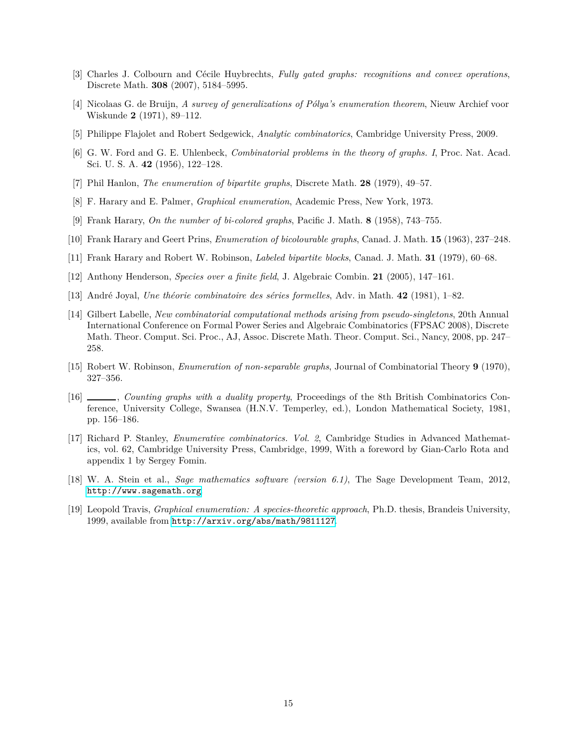[3] Charles J. Colbourn and Cécile Huybrechts, *Fully gated graphs: recognitions and convex operations*, Discrete Math. **308** (2007), 5184–5995.

[4] Nicolaas G. de Bruijn, *A survey of generalizations of Pólya's enumeration theorem*, Nieuw Archief voor Wiskunde **2** (1971), 89–112.

[5] Philippe Flajolet and Robert Sedgewick, *Analytic combinatorics*, Cambridge University Press, 2009.

[6] G. W. Ford and G. E. Uhlenbeck, *Combinatorial problems in the theory of graphs. I*, Proc. Nat. Acad. Sci. U. S. A. **42** (1956), 122–128.

[7] Phil Hanlon, *The enumeration of bipartite graphs*, Discrete Math. **28** (1979), 49–57.

[8] F. Harary and E. Palmer, *Graphical enumeration*, Academic Press, New York, 1973.

[9] Frank Harary, *On the number of bi-colored graphs*, Pacific J. Math. **8** (1958), 743–755.

[10] Frank Harary and Geert Prins, *Enumeration of bicolourable graphs*, Canad. J. Math. **15** (1963), 237–248.

[11] Frank Harary and Robert W. Robinson, *Labeled bipartite blocks*, Canad. J. Math. **31** (1979), 60–68.

[12] Anthony Henderson, *Species over a finite field*, J. Algebraic Combin. **21** (2005), 147–161.

[13] André Joyal, *Une théorie combinatoire des séries formelles*, Adv. in Math. **42** (1981), 1–82.

[14] Gilbert Labelle, *New combinatorial computational methods arising from pseudo-singletons*, 20th Annual International Conference on Formal Power Series and Algebraic Combinatorics (FPSAC 2008), Discrete Math. Theor. Comput. Sci. Proc., AJ, Assoc. Discrete Math. Theor. Comput. Sci., Nancy, 2008, pp. 247–258.

[15] Robert W. Robinson, *Enumeration of non-separable graphs*, Journal of Combinatorial Theory **9** (1970), 327–356.

[16] ______, *Counting graphs with a duality property*, Proceedings of the 8th British Combinatorics Conference, University College, Swansea (H.N.V. Temperley, ed.), London Mathematical Society, 1981, pp. 156–186.

[17] Richard P. Stanley, *Enumerative combinatorics. Vol. 2*, Cambridge Studies in Advanced Mathematics, vol. 62, Cambridge University Press, Cambridge, 1999, With a foreword by Gian-Carlo Rota and appendix 1 by Sergey Fomin.

[18] W. A. Stein et al., *Sage mathematics software (version 6.1)*, The Sage Development Team, 2012, http://www.sagemath.org.

[19] Leopold Travis, *Graphical enumeration: A species-theoretic approach*, Ph.D. thesis, Brandeis University, 1999, available from http://arxiv.org/abs/math/9811127.